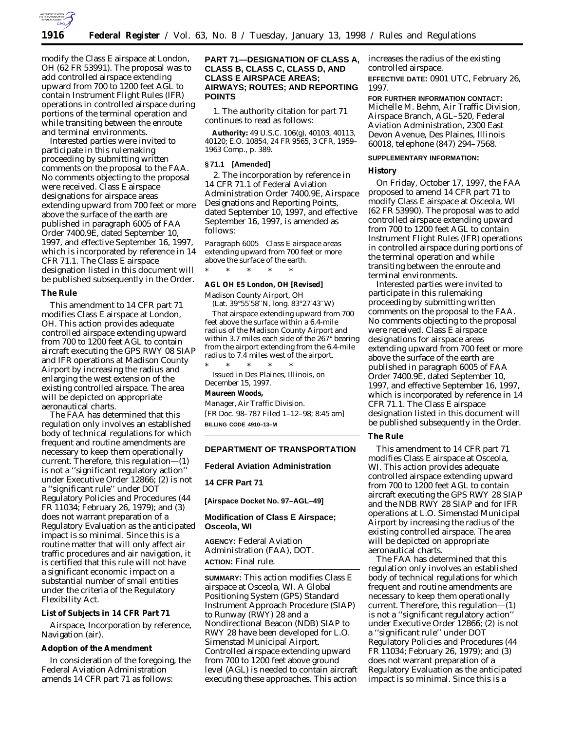modify the Class E airspace at London, OH (62 FR 53991). The proposal was to add controlled airspace extending upward from 700 to 1200 feet AGL to contain Instrument Flight Rules (IFR) operations in controlled airspace during portions of the terminal operation and while transiting between the enroute and terminal environments.

Interested parties were invited to participate in this rulemaking proceeding by submitting written comments on the proposal to the FAA. No comments objecting to the proposal were received. Class E airspace designations for airspace areas extending upward from 700 feet or more above the surface of the earth are published in paragraph 6005 of FAA Order 7400.9E, dated September 10, 1997, and effective September 16, 1997, which is incorporated by reference in 14 CFR 71.1. The Class E airspace designation listed in this document will be published subsequently in the Order.

### The Rule

This amendment to 14 CFR part 71 modifies Class E airspace at London, OH. This action provides adequate controlled airspace extending upward from 700 to 1200 feet AGL to contain aircraft executing the GPS RWY 08 SIAP and IFR operations at Madison County Airport by increasing the radius and enlarging the west extension of the existing controlled airspace. The area will be depicted on appropriate aeronautical charts.

The FAA has determined that this regulation only involves an established body of technical regulations for which frequent and routine amendments are necessary to keep them operationally current. Therefore, this regulation—(1) is not a ''significant regulatory action'' under Executive Order 12866; (2) is not a ''significant rule'' under DOT Regulatory Policies and Procedures (44 FR 11034; February 26, 1979); and (3) does not warrant preparation of a Regulatory Evaluation as the anticipated impact is so minimal. Since this is a routine matter that will only affect air traffic procedures and air navigation, it is certified that this rule will not have a significant economic impact on a substantial number of small entities under the criteria of the Regulatory Flexibility Act.

### List of Subjects in 14 CFR Part 71

Airspace, Incorporation by reference, Navigation (air).

### Adoption of the Amendment

In consideration of the foregoing, the Federal Aviation Administration amends 14 CFR part 71 as follows:

## PART 71—DESIGNATION OF CLASS A, CLASS B, CLASS C, CLASS D, AND CLASS E AIRSPACE AREAS; AIRWAYS; ROUTES; AND REPORTING POINTS

1. The authority citation for part 71 continues to read as follows:

**Authority:** 49 U.S.C. 106(g), 40103, 40113, 40120; E.O. 10854, 24 FR 9565, 3 CFR, 1959–1963 Comp., p. 389.

**§ 71.1 [Amended]**

2. The incorporation by reference in 14 CFR 71.1 of Federal Aviation Administration Order 7400.9E, Airspace Designations and Reporting Points, dated September 10, 1997, and effective September 16, 1997, is amended as follows:

*Paragraph 6005 Class E airspace areas extending upward from 700 feet or more above the surface of the earth.*

\* \* \* \* \*

**AGL OH E5 London, OH [Revised]**

Madison County Airport, OH

(Lat. 39°55′58″N, long. 83°27′43″W)

That airspace extending upward from 700 feet above the surface within a 6.4-mile radius of the Madison County Airport and within 3.7 miles each side of the 267° bearing from the airport extending from the 6.4-mile radius to 7.4 miles west of the airport.

\* \* \* \* \*

Issued in Des Plaines, Illinois, on December 15, 1997.

**Maureen Woods,**

*Manager, Air Traffic Division.*

[FR Doc. 98–787 Filed 1–12–98; 8:45 am]

**BILLING CODE 4910–13–M**

---

## DEPARTMENT OF TRANSPORTATION

## Federal Aviation Administration

## 14 CFR Part 71

**[Airspace Docket No. 97–AGL–49]**

## Modification of Class E Airspace; Osceola, WI

**AGENCY:** Federal Aviation Administration (FAA), DOT.

**ACTION:** Final rule.

**SUMMARY:** This action modifies Class E airspace at Osceola, WI. A Global Positioning System (GPS) Standard Instrument Approach Procedure (SIAP) to Runway (RWY) 28 and a Nondirectional Beacon (NDB) SIAP to RWY 28 have been developed for L.O. Simenstad Municipal Airport. Controlled airspace extending upward from 700 to 1200 feet above ground level (AGL) is needed to contain aircraft executing these approaches. This action increases the radius of the existing controlled airspace.

**EFFECTIVE DATE:** 0901 UTC, February 26, 1997.

**FOR FURTHER INFORMATION CONTACT:** Michelle M. Behm, Air Traffic Division, Airspace Branch, AGL–520, Federal Aviation Administration, 2300 East Devon Avenue, Des Plaines, Illinois 60018, telephone (847) 294–7568.

**SUPPLEMENTARY INFORMATION:**

### History

On Friday, October 17, 1997, the FAA proposed to amend 14 CFR part 71 to modify Class E airspace at Osceola, WI (62 FR 53990). The proposal was to add controlled airspace extending upward from 700 to 1200 feet AGL to contain Instrument Flight Rules (IFR) operations in controlled airspace during portions of the terminal operation and while transiting between the enroute and terminal environments.

Interested parties were invited to participate in this rulemaking proceeding by submitting written comments on the proposal to the FAA. No comments objecting to the proposal were received. Class E airspace designations for airspace areas extending upward from 700 feet or more above the surface of the earth are published in paragraph 6005 of FAA Order 7400.9E, dated September 10, 1997, and effective September 16, 1997, which is incorporated by reference in 14 CFR 71.1. The Class E airspace designation listed in this document will be published subsequently in the Order.

### The Rule

This amendment to 14 CFR part 71 modifies Class E airspace at Osceola, WI. This action provides adequate controlled airspace extending upward from 700 to 1200 feet AGL to contain aircraft executing the GPS RWY 28 SIAP and the NDB RWY 28 SIAP and for IFR operations at L.O. Simenstad Municipal Airport by increasing the radius of the existing controlled airspace. The area will be depicted on appropriate aeronautical charts.

The FAA has determined that this regulation only involves an established body of technical regulations for which frequent and routine amendments are necessary to keep them operationally current. Therefore, this regulation—(1) is not a ''significant regulatory action'' under Executive Order 12866; (2) is not a ''significant rule'' under DOT Regulatory Policies and Procedures (44 FR 11034; February 26, 1979); and (3) does not warrant preparation of a Regulatory Evaluation as the anticipated impact is so minimal. Since this is a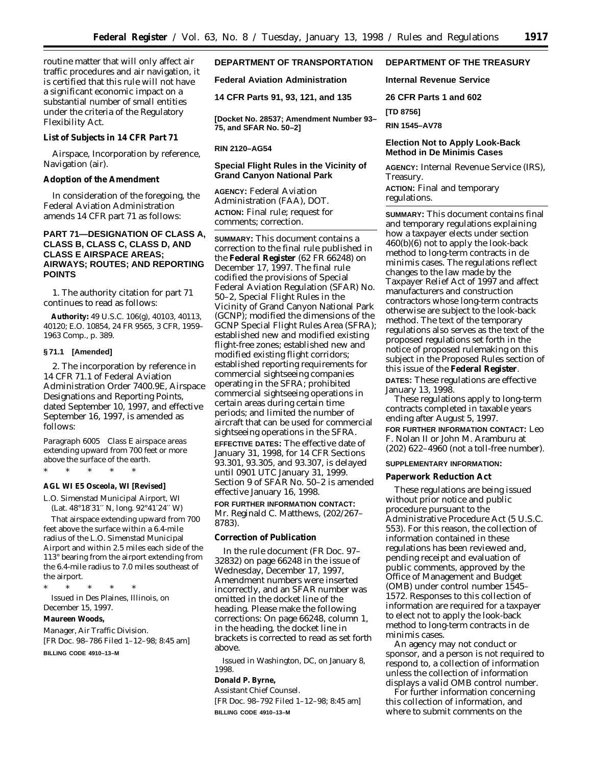routine matter that will only affect air traffic procedures and air navigation, it is certified that this rule will not have a significant economic impact on a substantial number of small entities under the criteria of the Regulatory Flexibility Act.

### List of Subjects in 14 CFR Part 71

Airspace, Incorporation by reference, Navigation (air).

### Adoption of the Amendment

In consideration of the foregoing, the Federal Aviation Administration amends 14 CFR part 71 as follows:

## PART 71—DESIGNATION OF CLASS A, CLASS B, CLASS C, CLASS D, AND CLASS E AIRSPACE AREAS; AIRWAYS; ROUTES; AND REPORTING POINTS

1. The authority citation for part 71 continues to read as follows:

**Authority:** 49 U.S.C. 106(g), 40103, 40113, 40120; E.O. 10854, 24 FR 9565, 3 CFR, 1959–1963 Comp., p. 389.

### § 71.1 [Amended]

2. The incorporation by reference in 14 CFR 71.1 of Federal Aviation Administration Order 7400.9E, Airspace Designations and Reporting Points, dated September 10, 1997, and effective September 16, 1997, is amended as follows:

Paragraph 6005 Class E airspace areas extending upward from 700 feet or more above the surface of the earth.

\* \* \* \* \*

**AGL WI E5 Osceola, WI [Revised]**

L.O. Simenstad Municipal Airport, WI
(Lat. 48°18′31″ N, long. 92°41′24″ W)

That airspace extending upward from 700 feet above the surface within a 6.4-mile radius of the L.O. Simenstad Municipal Airport and within 2.5 miles each side of the 113° bearing from the airport extending from the 6.4-mile radius to 7.0 miles southeast of the airport.

\* \* \* \* \*

Issued in Des Plaines, Illinois, on December 15, 1997.

**Maureen Woods,**

*Manager, Air Traffic Division.*

[FR Doc. 98–786 Filed 1–12–98; 8:45 am]

**BILLING CODE 4910–13–M**

## DEPARTMENT OF TRANSPORTATION

### Federal Aviation Administration

### 14 CFR Parts 91, 93, 121, and 135

**[Docket No. 28537; Amendment Number 93–75, and SFAR No. 50–2]**

**RIN 2120–AG54**

### Special Flight Rules in the Vicinity of Grand Canyon National Park

**AGENCY:** Federal Aviation Administration (FAA), DOT.

**ACTION:** Final rule; request for comments; correction.

**SUMMARY:** This document contains a correction to the final rule published in the **Federal Register** (62 FR 66248) on December 17, 1997. The final rule codified the provisions of Special Federal Aviation Regulation (SFAR) No. 50–2, Special Flight Rules in the Vicinity of Grand Canyon National Park (GCNP); modified the dimensions of the GCNP Special Flight Rules Area (SFRA); established new and modified existing flight-free zones; established new and modified existing flight corridors; established reporting requirements for commercial sightseeing companies operating in the SFRA; prohibited commercial sightseeing operations in certain areas during certain time periods; and limited the number of aircraft that can be used for commercial sightseeing operations in the SFRA.

**EFFECTIVE DATES:** The effective date of January 31, 1998, for 14 CFR Sections 93.301, 93.305, and 93.307, is delayed until 0901 UTC January 31, 1999. Section 9 of SFAR No. 50–2 is amended effective January 16, 1998.

**FOR FURTHER INFORMATION CONTACT:** Mr. Reginald C. Matthews, (202/267–8783).

### Correction of Publication

In the rule document (FR Doc. 97–32832) on page 66248 in the issue of Wednesday, December 17, 1997, Amendment numbers were inserted incorrectly, and an SFAR number was omitted in the docket line of the heading. Please make the following corrections: On page 66248, column 1, in the heading, the docket line in brackets is corrected to read as set forth above.

Issued in Washington, DC, on January 8, 1998.

**Donald P. Byrne,**

*Assistant Chief Counsel.*

[FR Doc. 98–792 Filed 1–12–98; 8:45 am]

**BILLING CODE 4910–13–M**

## DEPARTMENT OF THE TREASURY

### Internal Revenue Service

### 26 CFR Parts 1 and 602

**[TD 8756]**

**RIN 1545–AV78**

### Election Not to Apply Look-Back Method in De Minimis Cases

**AGENCY:** Internal Revenue Service (IRS), Treasury.

**ACTION:** Final and temporary regulations.

**SUMMARY:** This document contains final and temporary regulations explaining how a taxpayer elects under section 460(b)(6) not to apply the look-back method to long-term contracts in de minimis cases. The regulations reflect changes to the law made by the Taxpayer Relief Act of 1997 and affect manufacturers and construction contractors whose long-term contracts otherwise are subject to the look-back method. The text of the temporary regulations also serves as the text of the proposed regulations set forth in the notice of proposed rulemaking on this subject in the Proposed Rules section of this issue of the **Federal Register**.

**DATES:** These regulations are effective January 13, 1998.

These regulations apply to long-term contracts completed in taxable years ending after August 5, 1997.

**FOR FURTHER INFORMATION CONTACT:** Leo F. Nolan II or John M. Aramburu at (202) 622–4960 (not a toll-free number).

**SUPPLEMENTARY INFORMATION:**

### Paperwork Reduction Act

These regulations are being issued without prior notice and public procedure pursuant to the Administrative Procedure Act (5 U.S.C. 553). For this reason, the collection of information contained in these regulations has been reviewed and, pending receipt and evaluation of public comments, approved by the Office of Management and Budget (OMB) under control number 1545–1572. Responses to this collection of information are required for a taxpayer to elect not to apply the look-back method to long-term contracts in de minimis cases.

An agency may not conduct or sponsor, and a person is not required to respond to, a collection of information unless the collection of information displays a valid OMB control number.

For further information concerning this collection of information, and where to submit comments on the